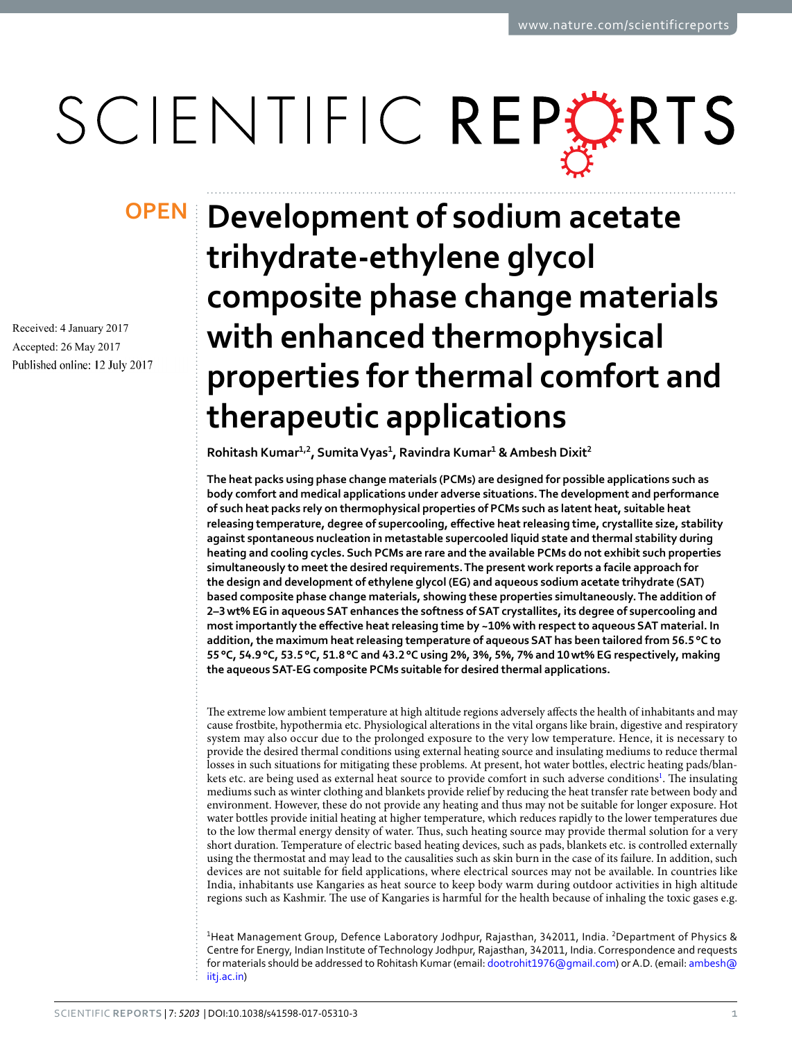OPEN

# Development of sodium acetate trihydrate-ethylene glycol composite phase change materials with enhanced thermophysical properties for thermal comfort and therapeutic applications

Received: 4 January 2017

Accepted: 26 May 2017

Published online: 12 July 2017

Rohitash Kumar[1,2], Sumita Vyas[1], Ravindra Kumar[1] & Ambesh Dixit[2]

**The heat packs using phase change materials (PCMs) are designed for possible applications such as body comfort and medical applications under adverse situations. The development and performance of such heat packs rely on thermophysical properties of PCMs such as latent heat, suitable heat releasing temperature, degree of supercooling, effective heat releasing time, crystallite size, stability against spontaneous nucleation in metastable supercooled liquid state and thermal stability during heating and cooling cycles. Such PCMs are rare and the available PCMs do not exhibit such properties simultaneously to meet the desired requirements. The present work reports a facile approach for the design and development of ethylene glycol (EG) and aqueous sodium acetate trihydrate (SAT) based composite phase change materials, showing these properties simultaneously. The addition of 2–3 wt% EG in aqueous SAT enhances the softness of SAT crystallites, its degree of supercooling and most importantly the effective heat releasing time by ~10% with respect to aqueous SAT material. In addition, the maximum heat releasing temperature of aqueous SAT has been tailored from 56.5 °C to 55 °C, 54.9 °C, 53.5 °C, 51.8 °C and 43.2 °C using 2%, 3%, 5%, 7% and 10 wt% EG respectively, making the aqueous SAT-EG composite PCMs suitable for desired thermal applications.**

The extreme low ambient temperature at high altitude regions adversely affects the health of inhabitants and may cause frostbite, hypothermia etc. Physiological alterations in the vital organs like brain, digestive and respiratory system may also occur due to the prolonged exposure to the very low temperature. Hence, it is necessary to provide the desired thermal conditions using external heating source and insulating mediums to reduce thermal losses in such situations for mitigating these problems. At present, hot water bottles, electric heating pads/blankets etc. are being used as external heat source to provide comfort in such adverse conditions[1]. The insulating mediums such as winter clothing and blankets provide relief by reducing the heat transfer rate between body and environment. However, these do not provide any heating and thus may not be suitable for longer exposure. Hot water bottles provide initial heating at higher temperature, which reduces rapidly to the lower temperatures due to the low thermal energy density of water. Thus, such heating source may provide thermal solution for a very short duration. Temperature of electric based heating devices, such as pads, blankets etc. is controlled externally using the thermostat and may lead to the causalities such as skin burn in the case of its failure. In addition, such devices are not suitable for field applications, where electrical sources may not be available. In countries like India, inhabitants use Kangaries as heat source to keep body warm during outdoor activities in high altitude regions such as Kashmir. The use of Kangaries is harmful for the health because of inhaling the toxic gases e.g.

[1]Heat Management Group, Defence Laboratory Jodhpur, Rajasthan, 342011, India. [2]Department of Physics & Centre for Energy, Indian Institute of Technology Jodhpur, Rajasthan, 342011, India. Correspondence and requests for materials should be addressed to Rohitash Kumar (email: dootrohit1976@gmail.com) or A.D. (email: ambesh@iitj.ac.in)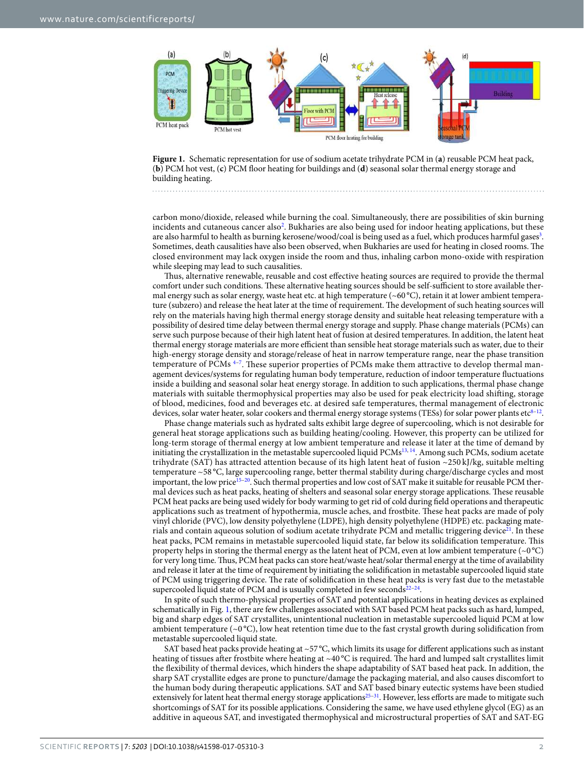**Figure 1.** Schematic representation for use of sodium acetate trihydrate PCM in (**a**) reusable PCM heat pack, (**b**) PCM hot vest, (**c**) PCM floor heating for buildings and (**d**) seasonal solar thermal energy storage and building heating.

carbon mono/dioxide, released while burning the coal. Simultaneously, there are possibilities of skin burning incidents and cutaneous cancer also[2]. Bukharies are also being used for indoor heating applications, but these are also harmful to health as burning kerosene/wood/coal is being used as a fuel, which produces harmful gases[3]. Sometimes, death causalities have also been observed, when Bukharies are used for heating in closed rooms. The closed environment may lack oxygen inside the room and thus, inhaling carbon mono-oxide with respiration while sleeping may lead to such causalities.

Thus, alternative renewable, reusable and cost effective heating sources are required to provide the thermal comfort under such conditions. These alternative heating sources should be self-sufficient to store available thermal energy such as solar energy, waste heat etc. at high temperature (~60 °C), retain it at lower ambient temperature (subzero) and release the heat later at the time of requirement. The development of such heating sources will rely on the materials having high thermal energy storage density and suitable heat releasing temperature with a possibility of desired time delay between thermal energy storage and supply. Phase change materials (PCMs) can serve such purpose because of their high latent heat of fusion at desired temperatures. In addition, the latent heat thermal energy storage materials are more efficient than sensible heat storage materials such as water, due to their high-energy storage density and storage/release of heat in narrow temperature range, near the phase transition temperature of PCMs [4–7]. These superior properties of PCMs make them attractive to develop thermal management devices/systems for regulating human body temperature, reduction of indoor temperature fluctuations inside a building and seasonal solar heat energy storage. In addition to such applications, thermal phase change materials with suitable thermophysical properties may also be used for peak electricity load shifting, storage of blood, medicines, food and beverages etc. at desired safe temperatures, thermal management of electronic devices, solar water heater, solar cookers and thermal energy storage systems (TESs) for solar power plants etc[8–12].

Phase change materials such as hydrated salts exhibit large degree of supercooling, which is not desirable for general heat storage applications such as building heating/cooling. However, this property can be utilized for long-term storage of thermal energy at low ambient temperature and release it later at the time of demand by initiating the crystallization in the metastable supercooled liquid PCMs[13,14]. Among such PCMs, sodium acetate trihydrate (SAT) has attracted attention because of its high latent heat of fusion ~250 kJ/kg, suitable melting temperature ~58 °C, large supercooling range, better thermal stability during charge/discharge cycles and most important, the low price[15–20]. Such thermal properties and low cost of SAT make it suitable for reusable PCM thermal devices such as heat packs, heating of shelters and seasonal solar energy storage applications. These reusable PCM heat packs are being used widely for body warming to get rid of cold during field operations and therapeutic applications such as treatment of hypothermia, muscle aches, and frostbite. These heat packs are made of poly vinyl chloride (PVC), low density polyethylene (LDPE), high density polyethylene (HDPE) etc. packaging materials and contain aqueous solution of sodium acetate trihydrate PCM and metallic triggering device[21]. In these heat packs, PCM remains in metastable supercooled liquid state, far below its solidification temperature. This property helps in storing the thermal energy as the latent heat of PCM, even at low ambient temperature (~0 °C) for very long time. Thus, PCM heat packs can store heat/waste heat/solar thermal energy at the time of availability and release it later at the time of requirement by initiating the solidification in metastable supercooled liquid state of PCM using triggering device. The rate of solidification in these heat packs is very fast due to the metastable supercooled liquid state of PCM and is usually completed in few seconds[22–24].

In spite of such thermo-physical properties of SAT and potential applications in heating devices as explained schematically in Fig. 1, there are few challenges associated with SAT based PCM heat packs such as hard, lumped, big and sharp edges of SAT crystallites, unintentional nucleation in metastable supercooled liquid PCM at low ambient temperature (~0 °C), low heat retention time due to the fast crystal growth during solidification from metastable supercooled liquid state.

SAT based heat packs provide heating at ~57 °C, which limits its usage for different applications such as instant heating of tissues after frostbite where heating at ~40 °C is required. The hard and lumped salt crystallites limit the flexibility of thermal devices, which hinders the shape adaptability of SAT based heat pack. In addition, the sharp SAT crystallite edges are prone to puncture/damage the packaging material, and also causes discomfort to the human body during therapeutic applications. SAT and SAT based binary eutectic systems have been studied extensively for latent heat thermal energy storage applications[25–31]. However, less efforts are made to mitigate such shortcomings of SAT for its possible applications. Considering the same, we have used ethylene glycol (EG) as an additive in aqueous SAT, and investigated thermophysical and microstructural properties of SAT and SAT-EG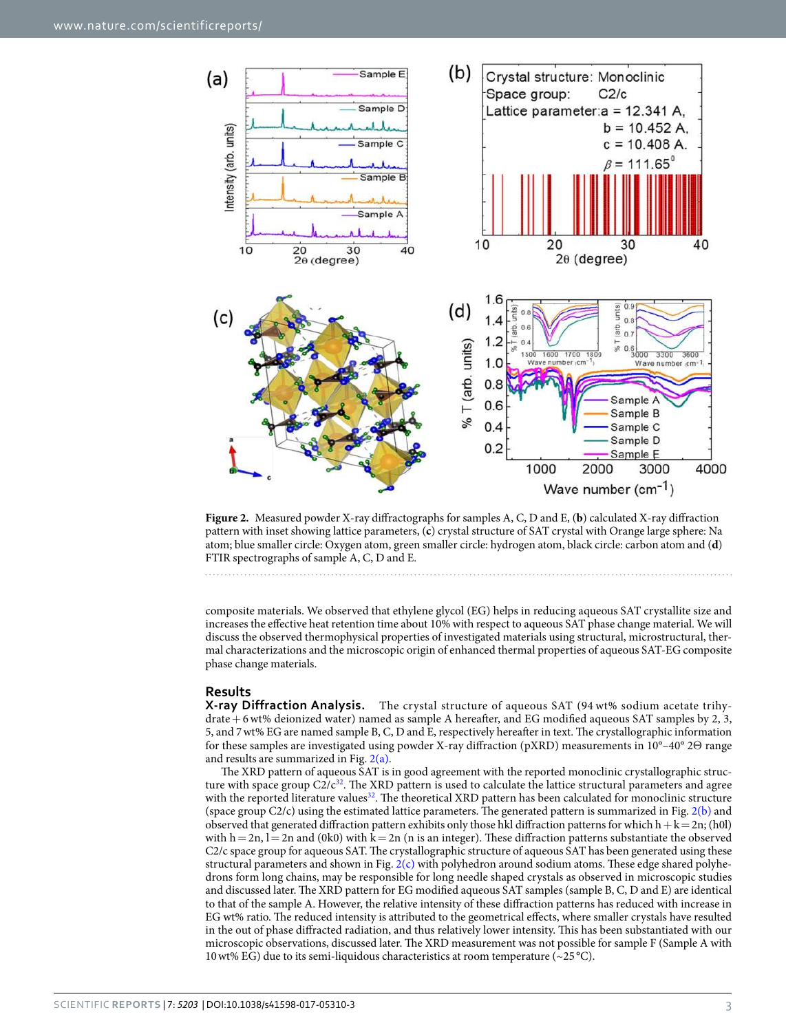**Figure 2.** Measured powder X-ray diffractographs for samples A, C, D and E, (**b**) calculated X-ray diffraction pattern with inset showing lattice parameters, (**c**) crystal structure of SAT crystal with Orange large sphere: Na atom; blue smaller circle: Oxygen atom, green smaller circle: hydrogen atom, black circle: carbon atom and (**d**) FTIR spectrographs of sample A, C, D and E.

composite materials. We observed that ethylene glycol (EG) helps in reducing aqueous SAT crystallite size and increases the effective heat retention time about 10% with respect to aqueous SAT phase change material. We will discuss the observed thermophysical properties of investigated materials using structural, microstructural, thermal characterizations and the microscopic origin of enhanced thermal properties of aqueous SAT-EG composite phase change materials.

## Results

**X-ray Diffraction Analysis.** The crystal structure of aqueous SAT (94 wt% sodium acetate trihydrate + 6 wt% deionized water) named as sample A hereafter, and EG modified aqueous SAT samples by 2, 3, 5, and 7 wt% EG are named sample B, C, D and E, respectively hereafter in text. The crystallographic information for these samples are investigated using powder X-ray diffraction (pXRD) measurements in 10°–40° 2Θ range and results are summarized in Fig. 2(a).

The XRD pattern of aqueous SAT is in good agreement with the reported monoclinic crystallographic structure with space group C2/c[32]. The XRD pattern is used to calculate the lattice structural parameters and agree with the reported literature values[32]. The theoretical XRD pattern has been calculated for monoclinic structure (space group C2/c) using the estimated lattice parameters. The generated pattern is summarized in Fig. 2(b) and observed that generated diffraction pattern exhibits only those hkl diffraction patterns for which $h + k = 2n$; (h0l) with $h = 2n$, $l = 2n$ and (0k0) with $k = 2n$ (n is an integer). These diffraction patterns substantiate the observed C2/c space group for aqueous SAT. The crystallographic structure of aqueous SAT has been generated using these structural parameters and shown in Fig. 2(c) with polyhedron around sodium atoms. These edge shared polyhedrons form long chains, may be responsible for long needle shaped crystals as observed in microscopic studies and discussed later. The XRD pattern for EG modified aqueous SAT samples (sample B, C, D and E) are identical to that of the sample A. However, the relative intensity of these diffraction patterns has reduced with increase in EG wt% ratio. The reduced intensity is attributed to the geometrical effects, where smaller crystals have resulted in the out of phase diffracted radiation, and thus relatively lower intensity. This has been substantiated with our microscopic observations, discussed later. The XRD measurement was not possible for sample F (Sample A with 10 wt% EG) due to its semi-liquidous characteristics at room temperature (~25 °C).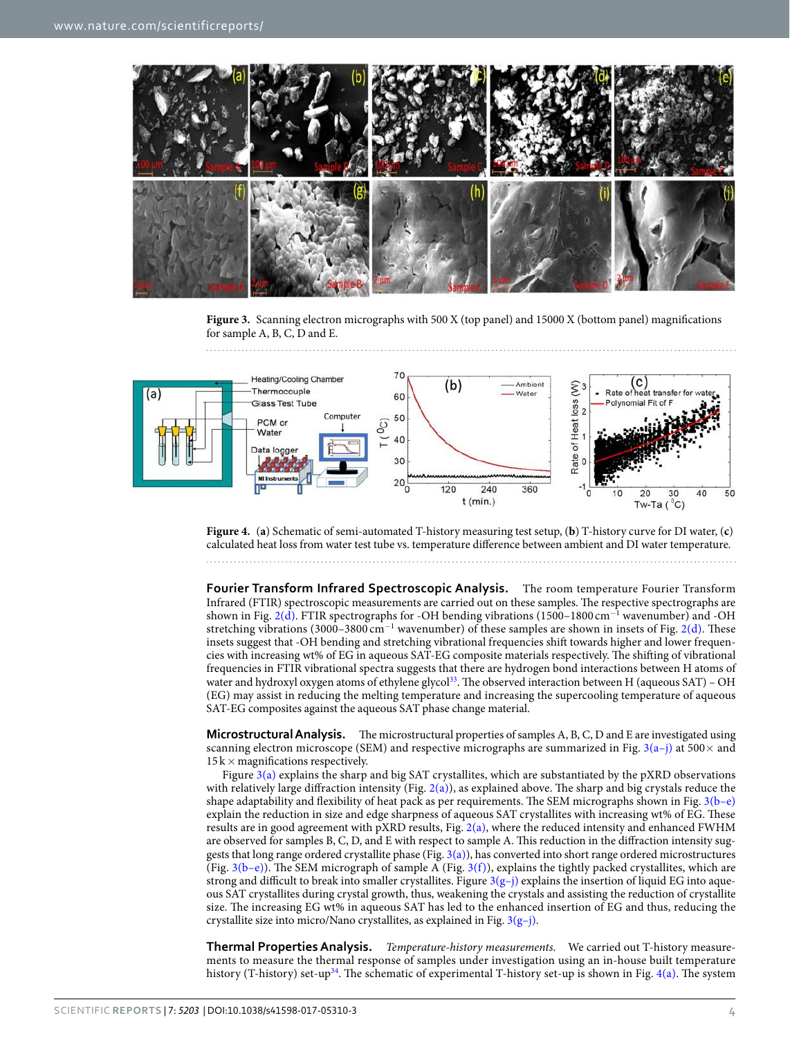Figure 3. Scanning electron micrographs with 500 X (top panel) and 15000 X (bottom panel) magnifications for sample A, B, C, D and E.

Figure 4. (**a**) Schematic of semi-automated T-history measuring test setup, (**b**) T-history curve for DI water, (**c**) calculated heat loss from water test tube vs. temperature difference between ambient and DI water temperature.

**Fourier Transform Infrared Spectroscopic Analysis.** The room temperature Fourier Transform Infrared (FTIR) spectroscopic measurements are carried out on these samples. The respective spectrographs are shown in Fig. 2(d). FTIR spectrographs for -OH bending vibrations (1500–1800 $cm^{-1}$ wavenumber) and -OH stretching vibrations (3000–3800 $cm^{-1}$ wavenumber) of these samples are shown in insets of Fig. 2(d). These insets suggest that -OH bending and stretching vibrational frequencies shift towards higher and lower frequencies with increasing wt% of EG in aqueous SAT-EG composite materials respectively. The shifting of vibrational frequencies in FTIR vibrational spectra suggests that there are hydrogen bond interactions between H atoms of water and hydroxyl oxygen atoms of ethylene glycol[33]. The observed interaction between H (aqueous SAT) – OH (EG) may assist in reducing the melting temperature and increasing the supercooling temperature of aqueous SAT-EG composites against the aqueous SAT phase change material.

**Microstructural Analysis.** The microstructural properties of samples A, B, C, D and E are investigated using scanning electron microscope (SEM) and respective micrographs are summarized in Fig. 3(a–j) at 500× and 15 k × magnifications respectively.

Figure 3(a) explains the sharp and big SAT crystallites, which are substantiated by the pXRD observations with relatively large diffraction intensity (Fig. 2(a)), as explained above. The sharp and big crystals reduce the shape adaptability and flexibility of heat pack as per requirements. The SEM micrographs shown in Fig. 3(b–e) explain the reduction in size and edge sharpness of aqueous SAT crystallites with increasing wt% of EG. These results are in good agreement with pXRD results, Fig. 2(a), where the reduced intensity and enhanced FWHM are observed for samples B, C, D, and E with respect to sample A. This reduction in the diffraction intensity suggests that long range ordered crystallite phase (Fig. 3(a)), has converted into short range ordered microstructures (Fig. 3(b–e)). The SEM micrograph of sample A (Fig. 3(f)), explains the tightly packed crystallites, which are strong and difficult to break into smaller crystallites. Figure 3(g–j) explains the insertion of liquid EG into aqueous SAT crystallites during crystal growth, thus, weakening the crystals and assisting the reduction of crystallite size. The increasing EG wt% in aqueous SAT has led to the enhanced insertion of EG and thus, reducing the crystallite size into micro/Nano crystallites, as explained in Fig. 3(g–j).

**Thermal Properties Analysis.** *Temperature-history measurements.* We carried out T-history measurements to measure the thermal response of samples under investigation using an in-house built temperature history (T-history) set-up[34]. The schematic of experimental T-history set-up is shown in Fig. 4(a). The system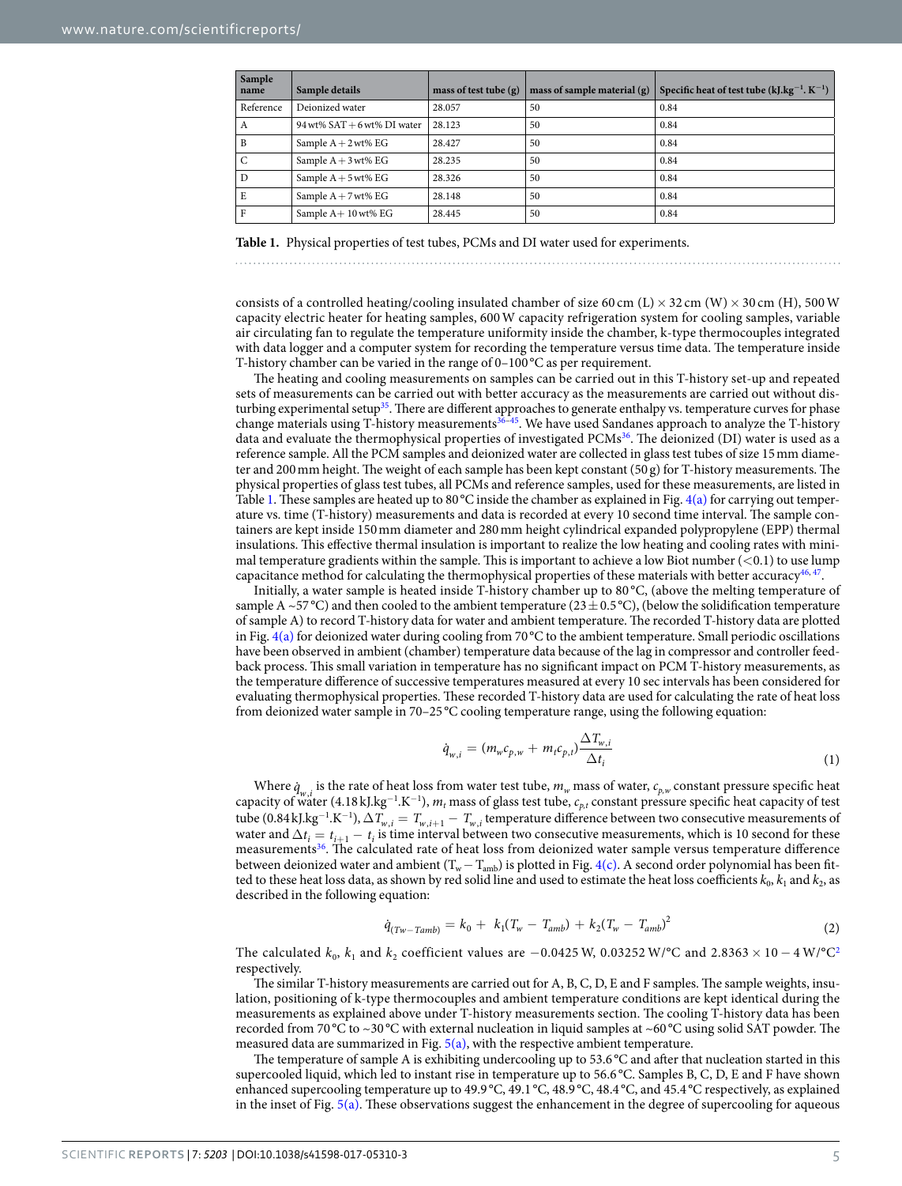| Sample name | Sample details | mass of test tube (g) | mass of sample material (g) | Specific heat of test tube (kJ.kg$^{-1}$. K$^{-1}$) |
|---|---|---|---|---|
| Reference | Deionized water | 28.057 | 50 | 0.84 |
| A | 94 wt% SAT + 6 wt% DI water | 28.123 | 50 | 0.84 |
| B | Sample A + 2 wt% EG | 28.427 | 50 | 0.84 |
| C | Sample A + 3 wt% EG | 28.235 | 50 | 0.84 |
| D | Sample A + 5 wt% EG | 28.326 | 50 | 0.84 |
| E | Sample A + 7 wt% EG | 28.148 | 50 | 0.84 |
| F | Sample A+ 10 wt% EG | 28.445 | 50 | 0.84 |

**Table 1.** Physical properties of test tubes, PCMs and DI water used for experiments.

consists of a controlled heating/cooling insulated chamber of size 60 cm (L) × 32 cm (W) × 30 cm (H), 500 W capacity electric heater for heating samples, 600 W capacity refrigeration system for cooling samples, variable air circulating fan to regulate the temperature uniformity inside the chamber, k-type thermocouples integrated with data logger and a computer system for recording the temperature versus time data. The temperature inside T-history chamber can be varied in the range of 0–100 °C as per requirement.

The heating and cooling measurements on samples can be carried out in this T-history set-up and repeated sets of measurements can be carried out with better accuracy as the measurements are carried out without disturbing experimental setup[35]. There are different approaches to generate enthalpy vs. temperature curves for phase change materials using T-history measurements[36–45]. We have used Sandanes approach to analyze the T-history data and evaluate the thermophysical properties of investigated PCMs[36]. The deionized (DI) water is used as a reference sample. All the PCM samples and deionized water are collected in glass test tubes of size 15 mm diameter and 200 mm height. The weight of each sample has been kept constant (50 g) for T-history measurements. The physical properties of glass test tubes, all PCMs and reference samples, used for these measurements, are listed in Table 1. These samples are heated up to 80 °C inside the chamber as explained in Fig. 4(a) for carrying out temperature vs. time (T-history) measurements and data is recorded at every 10 second time interval. The sample containers are kept inside 150 mm diameter and 280 mm height cylindrical expanded polypropylene (EPP) thermal insulations. This effective thermal insulation is important to realize the low heating and cooling rates with minimal temperature gradients within the sample. This is important to achieve a low Biot number (<0.1) to use lump capacitance method for calculating the thermophysical properties of these materials with better accuracy[46,47].

Initially, a water sample is heated inside T-history chamber up to 80 °C, (above the melting temperature of sample A ~57 °C) and then cooled to the ambient temperature (23 ± 0.5 °C), (below the solidification temperature of sample A) to record T-history data for water and ambient temperature. The recorded T-history data are plotted in Fig. 4(a) for deionized water during cooling from 70 °C to the ambient temperature. Small periodic oscillations have been observed in ambient (chamber) temperature data because of the lag in compressor and controller feedback process. This small variation in temperature has no significant impact on PCM T-history measurements, as the temperature difference of successive temperatures measured at every 10 sec intervals has been considered for evaluating thermophysical properties. These recorded T-history data are used for calculating the rate of heat loss from deionized water sample in 70–25 °C cooling temperature range, using the following equation:

$$\dot{q}_{w,i} = (m_w c_{p,w} + m_t c_{p,t})\frac{\Delta T_{w,i}}{\Delta t_i} \tag{1}$$

Where $\dot{q}_{w,i}$ is the rate of heat loss from water test tube, $m_w$ mass of water, $c_{p,w}$ constant pressure specific heat capacity of water (4.18 kJ.kg$^{-1}$.K$^{-1}$), $m_t$ mass of glass test tube, $c_{p,t}$ constant pressure specific heat capacity of test tube (0.84 kJ.kg$^{-1}$.K$^{-1}$), $\Delta T_{w,i} = T_{w,i+1} - T_{w,i}$ temperature difference between two consecutive measurements of water and $\Delta t_i = t_{i+1} - t_i$ is time interval between two consecutive measurements, which is 10 second for these measurements[36]. The calculated rate of heat loss from deionized water sample versus temperature difference between deionized water and ambient ($T_w - T_{amb}$) is plotted in Fig. 4(c). A second order polynomial has been fitted to these heat loss data, as shown by red solid line and used to estimate the heat loss coefficients $k_0$, $k_1$ and $k_2$, as described in the following equation:

$$\dot{q}_{(Tw-Tamb)} = k_0 + k_1(T_w - T_{amb}) + k_2(T_w - T_{amb})^2 \tag{2}$$

The calculated $k_0$, $k_1$ and $k_2$ coefficient values are −0.0425 W, 0.03252 W/°C and 2.8363 × 10 − 4 W/°C$^2$ respectively.

The similar T-history measurements are carried out for A, B, C, D, E and F samples. The sample weights, insulation, positioning of k-type thermocouples and ambient temperature conditions are kept identical during the measurements as explained above under T-history measurements section. The cooling T-history data has been recorded from 70 °C to ~30 °C with external nucleation in liquid samples at ~60 °C using solid SAT powder. The measured data are summarized in Fig. 5(a), with the respective ambient temperature.

The temperature of sample A is exhibiting undercooling up to 53.6 °C and after that nucleation started in this supercooled liquid, which led to instant rise in temperature up to 56.6 °C. Samples B, C, D, E and F have shown enhanced supercooling temperature up to 49.9 °C, 49.1 °C, 48.9 °C, 48.4 °C, and 45.4 °C respectively, as explained in the inset of Fig. 5(a). These observations suggest the enhancement in the degree of supercooling for aqueous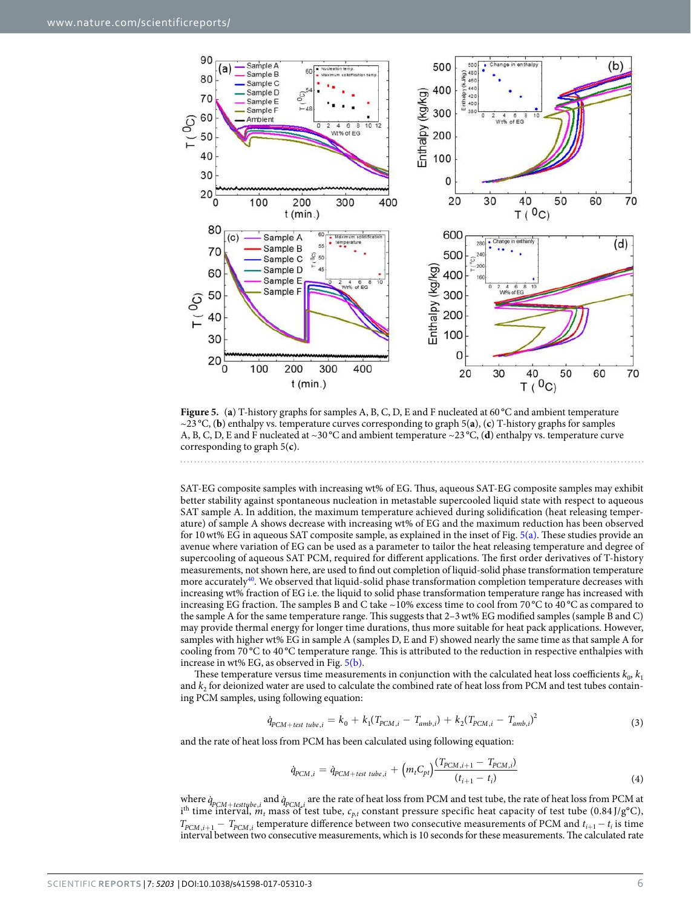**Figure 5.** (**a**) T-history graphs for samples A, B, C, D, E and F nucleated at 60 °C and ambient temperature ~23 °C, (**b**) enthalpy vs. temperature curves corresponding to graph 5(**a**), (**c**) T-history graphs for samples A, B, C, D, E and F nucleated at ~30 °C and ambient temperature ~23 °C, (**d**) enthalpy vs. temperature curve corresponding to graph 5(**c**).

SAT-EG composite samples with increasing wt% of EG. Thus, aqueous SAT-EG composite samples may exhibit better stability against spontaneous nucleation in metastable supercooled liquid state with respect to aqueous SAT sample A. In addition, the maximum temperature achieved during solidification (heat releasing temperature) of sample A shows decrease with increasing wt% of EG and the maximum reduction has been observed for 10 wt% EG in aqueous SAT composite sample, as explained in the inset of Fig. 5(a). These studies provide an avenue where variation of EG can be used as a parameter to tailor the heat releasing temperature and degree of supercooling of aqueous SAT PCM, required for different applications. The first order derivatives of T-history measurements, not shown here, are used to find out completion of liquid-solid phase transformation temperature more accurately[40]. We observed that liquid-solid phase transformation completion temperature decreases with increasing wt% fraction of EG i.e. the liquid to solid phase transformation temperature range has increased with increasing EG fraction. The samples B and C take ~10% excess time to cool from 70 °C to 40 °C as compared to the sample A for the same temperature range. This suggests that 2–3 wt% EG modified samples (sample B and C) may provide thermal energy for longer time durations, thus more suitable for heat pack applications. However, samples with higher wt% EG in sample A (samples D, E and F) showed nearly the same time as that sample A for cooling from 70 °C to 40 °C temperature range. This is attributed to the reduction in respective enthalpies with increase in wt% EG, as observed in Fig. 5(b).

These temperature versus time measurements in conjunction with the calculated heat loss coefficients $k_0$, $k_1$ and $k_2$ for deionized water are used to calculate the combined rate of heat loss from PCM and test tubes containing PCM samples, using following equation:

$$\dot{q}_{PCM+test\ tube,i} = k_0 + k_1(T_{PCM,i} - T_{amb,i}) + k_2(T_{PCM,i} - T_{amb,i})^2 \tag{3}$$

and the rate of heat loss from PCM has been calculated using following equation:

$$\dot{q}_{PCM,i} = \dot{q}_{PCM+test\ tube,i} + \left(m_t C_{pt}\right)\frac{(T_{PCM,i+1} - T_{PCM,i})}{(t_{i+1} - t_i)} \tag{4}$$

where $\dot{q}_{PCM+testtube,i}$ and $\dot{q}_{PCM,i}$ are the rate of heat loss from PCM and test tube, the rate of heat loss from PCM at i$^{th}$ time interval, $m_t$ mass of test tube, $c_{p,t}$ constant pressure specific heat capacity of test tube (0.84 J/g°C), $T_{PCM,i+1} - T_{PCM,i}$ temperature difference between two consecutive measurements of PCM and $t_{i+1} - t_i$ is time interval between two consecutive measurements, which is 10 seconds for these measurements. The calculated rate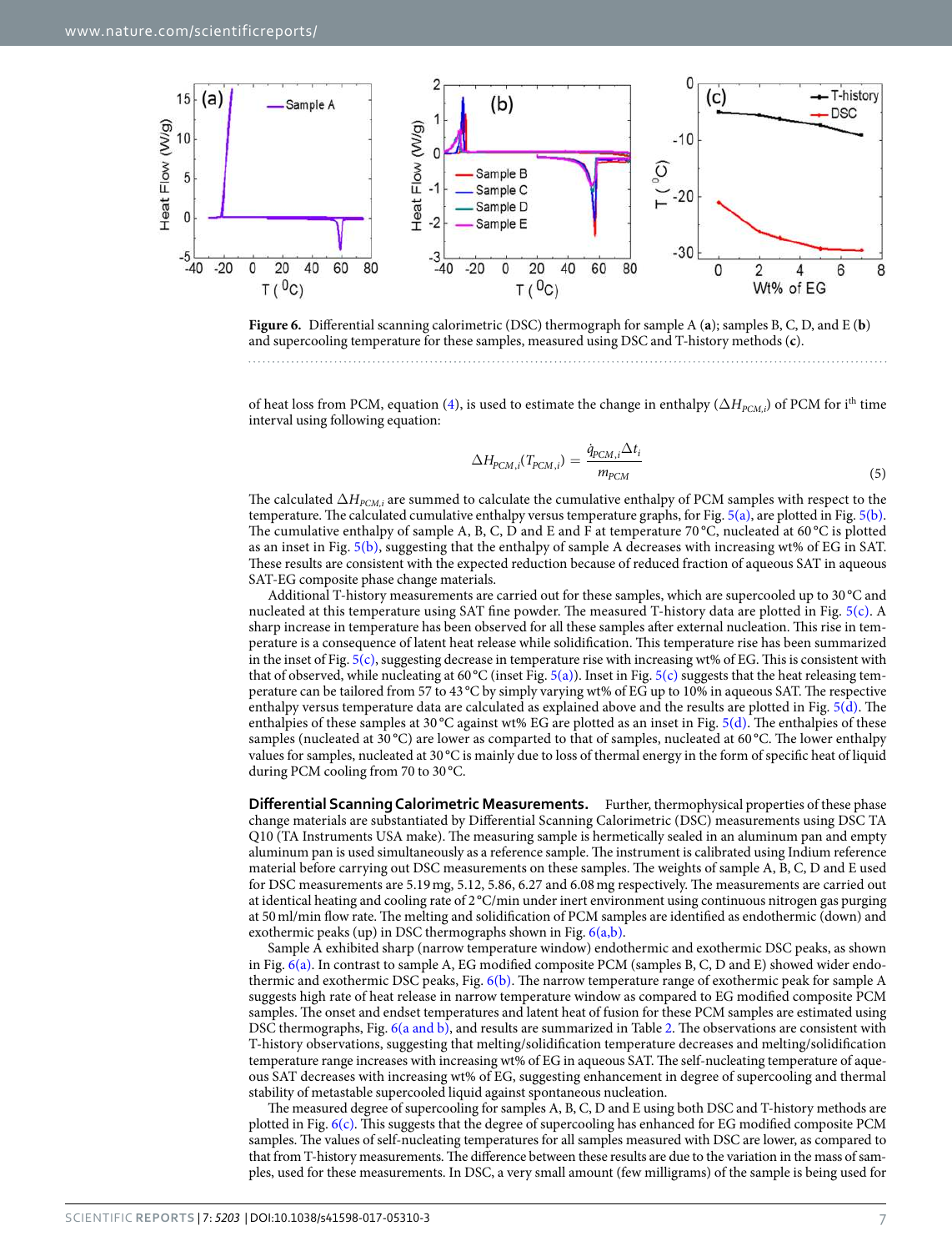**Figure 6.** Differential scanning calorimetric (DSC) thermograph for sample A (**a**); samples B, C, D, and E (**b**) and supercooling temperature for these samples, measured using DSC and T-history methods (**c**).

of heat loss from PCM, equation (4), is used to estimate the change in enthalpy ($\Delta H_{PCM,i}$) of PCM for i[th] time interval using following equation:

$$\Delta H_{PCM,i}(T_{PCM,i}) = \frac{\dot{q}_{PCM,i}\Delta t_i}{m_{PCM}} \tag{5}$$

The calculated $\Delta H_{PCM,i}$ are summed to calculate the cumulative enthalpy of PCM samples with respect to the temperature. The calculated cumulative enthalpy versus temperature graphs, for Fig. 5(a), are plotted in Fig. 5(b). The cumulative enthalpy of sample A, B, C, D and E and F at temperature 70 °C, nucleated at 60 °C is plotted as an inset in Fig. 5(b), suggesting that the enthalpy of sample A decreases with increasing wt% of EG in SAT. These results are consistent with the expected reduction because of reduced fraction of aqueous SAT in aqueous SAT-EG composite phase change materials.

Additional T-history measurements are carried out for these samples, which are supercooled up to 30 °C and nucleated at this temperature using SAT fine powder. The measured T-history data are plotted in Fig. 5(c). A sharp increase in temperature has been observed for all these samples after external nucleation. This rise in temperature is a consequence of latent heat release while solidification. This temperature rise has been summarized in the inset of Fig. 5(c), suggesting decrease in temperature rise with increasing wt% of EG. This is consistent with that of observed, while nucleating at 60 °C (inset Fig. 5(a)). Inset in Fig. 5(c) suggests that the heat releasing temperature can be tailored from 57 to 43 °C by simply varying wt% of EG up to 10% in aqueous SAT. The respective enthalpy versus temperature data are calculated as explained above and the results are plotted in Fig. 5(d). The enthalpies of these samples at 30 °C against wt% EG are plotted as an inset in Fig. 5(d). The enthalpies of these samples (nucleated at 30 °C) are lower as comparted to that of samples, nucleated at 60 °C. The lower enthalpy values for samples, nucleated at 30 °C is mainly due to loss of thermal energy in the form of specific heat of liquid during PCM cooling from 70 to 30 °C.

**Differential Scanning Calorimetric Measurements.** Further, thermophysical properties of these phase change materials are substantiated by Differential Scanning Calorimetric (DSC) measurements using DSC TA Q10 (TA Instruments USA make). The measuring sample is hermetically sealed in an aluminum pan and empty aluminum pan is used simultaneously as a reference sample. The instrument is calibrated using Indium reference material before carrying out DSC measurements on these samples. The weights of sample A, B, C, D and E used for DSC measurements are 5.19 mg, 5.12, 5.86, 6.27 and 6.08 mg respectively. The measurements are carried out at identical heating and cooling rate of 2 °C/min under inert environment using continuous nitrogen gas purging at 50 ml/min flow rate. The melting and solidification of PCM samples are identified as endothermic (down) and exothermic peaks (up) in DSC thermographs shown in Fig. 6(a,b).

Sample A exhibited sharp (narrow temperature window) endothermic and exothermic DSC peaks, as shown in Fig. 6(a). In contrast to sample A, EG modified composite PCM (samples B, C, D and E) showed wider endothermic and exothermic DSC peaks, Fig. 6(b). The narrow temperature range of exothermic peak for sample A suggests high rate of heat release in narrow temperature window as compared to EG modified composite PCM samples. The onset and endset temperatures and latent heat of fusion for these PCM samples are estimated using DSC thermographs, Fig. 6(a and b), and results are summarized in Table 2. The observations are consistent with T-history observations, suggesting that melting/solidification temperature decreases and melting/solidification temperature range increases with increasing wt% of EG in aqueous SAT. The self-nucleating temperature of aqueous SAT decreases with increasing wt% of EG, suggesting enhancement in degree of supercooling and thermal stability of metastable supercooled liquid against spontaneous nucleation.

The measured degree of supercooling for samples A, B, C, D and E using both DSC and T-history methods are plotted in Fig. 6(c). This suggests that the degree of supercooling has enhanced for EG modified composite PCM samples. The values of self-nucleating temperatures for all samples measured with DSC are lower, as compared to that from T-history measurements. The difference between these results are due to the variation in the mass of samples, used for these measurements. In DSC, a very small amount (few milligrams) of the sample is being used for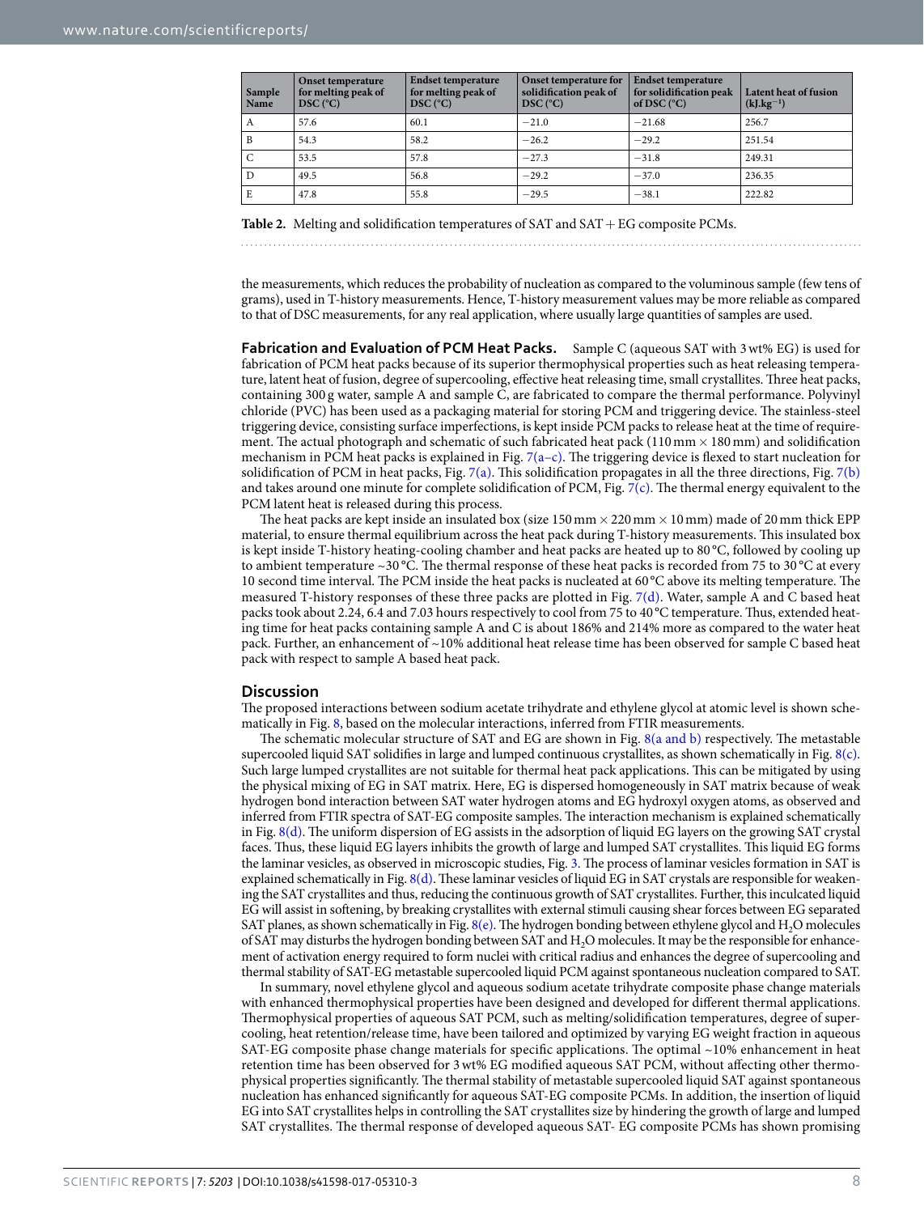| Sample Name | Onset temperature for melting peak of DSC (°C) | Endset temperature for melting peak of DSC (°C) | Onset temperature for solidification peak of DSC (°C) | Endset temperature for solidification peak of DSC (°C) | Latent heat of fusion ($kJ.kg^{-1}$) |
|---|---|---|---|---|---|
| A | 57.6 | 60.1 | −21.0 | −21.68 | 256.7 |
| B | 54.3 | 58.2 | −26.2 | −29.2 | 251.54 |
| C | 53.5 | 57.8 | −27.3 | −31.8 | 249.31 |
| D | 49.5 | 56.8 | −29.2 | −37.0 | 236.35 |
| E | 47.8 | 55.8 | −29.5 | −38.1 | 222.82 |

**Table 2.** Melting and solidification temperatures of SAT and SAT + EG composite PCMs.

the measurements, which reduces the probability of nucleation as compared to the voluminous sample (few tens of grams), used in T-history measurements. Hence, T-history measurement values may be more reliable as compared to that of DSC measurements, for any real application, where usually large quantities of samples are used.

**Fabrication and Evaluation of PCM Heat Packs.** Sample C (aqueous SAT with 3 wt% EG) is used for fabrication of PCM heat packs because of its superior thermophysical properties such as heat releasing temperature, latent heat of fusion, degree of supercooling, effective heat releasing time, small crystallites. Three heat packs, containing 300 g water, sample A and sample C, are fabricated to compare the thermal performance. Polyvinyl chloride (PVC) has been used as a packaging material for storing PCM and triggering device. The stainless-steel triggering device, consisting surface imperfections, is kept inside PCM packs to release heat at the time of requirement. The actual photograph and schematic of such fabricated heat pack (110 mm × 180 mm) and solidification mechanism in PCM heat packs is explained in Fig. 7(a–c). The triggering device is flexed to start nucleation for solidification of PCM in heat packs, Fig. 7(a). This solidification propagates in all the three directions, Fig. 7(b) and takes around one minute for complete solidification of PCM, Fig. 7(c). The thermal energy equivalent to the PCM latent heat is released during this process.

The heat packs are kept inside an insulated box (size 150 mm × 220 mm × 10 mm) made of 20 mm thick EPP material, to ensure thermal equilibrium across the heat pack during T-history measurements. This insulated box is kept inside T-history heating-cooling chamber and heat packs are heated up to 80 °C, followed by cooling up to ambient temperature ~30 °C. The thermal response of these heat packs is recorded from 75 to 30 °C at every 10 second time interval. The PCM inside the heat packs is nucleated at 60 °C above its melting temperature. The measured T-history responses of these three packs are plotted in Fig. 7(d). Water, sample A and C based heat packs took about 2.24, 6.4 and 7.03 hours respectively to cool from 75 to 40 °C temperature. Thus, extended heating time for heat packs containing sample A and C is about 186% and 214% more as compared to the water heat pack. Further, an enhancement of ~10% additional heat release time has been observed for sample C based heat pack with respect to sample A based heat pack.

## Discussion

The proposed interactions between sodium acetate trihydrate and ethylene glycol at atomic level is shown schematically in Fig. 8, based on the molecular interactions, inferred from FTIR measurements.

The schematic molecular structure of SAT and EG are shown in Fig. 8(a and b) respectively. The metastable supercooled liquid SAT solidifies in large and lumped continuous crystallites, as shown schematically in Fig. 8(c). Such large lumped crystallites are not suitable for thermal heat pack applications. This can be mitigated by using the physical mixing of EG in SAT matrix. Here, EG is dispersed homogeneously in SAT matrix because of weak hydrogen bond interaction between SAT water hydrogen atoms and EG hydroxyl oxygen atoms, as observed and inferred from FTIR spectra of SAT-EG composite samples. The interaction mechanism is explained schematically in Fig. 8(d). The uniform dispersion of EG assists in the adsorption of liquid EG layers on the growing SAT crystal faces. Thus, these liquid EG layers inhibits the growth of large and lumped SAT crystallites. This liquid EG forms the laminar vesicles, as observed in microscopic studies, Fig. 3. The process of laminar vesicles formation in SAT is explained schematically in Fig. 8(d). These laminar vesicles of liquid EG in SAT crystals are responsible for weakening the SAT crystallites and thus, reducing the continuous growth of SAT crystallites. Further, this inculcated liquid EG will assist in softening, by breaking crystallites with external stimuli causing shear forces between EG separated SAT planes, as shown schematically in Fig. 8(e). The hydrogen bonding between ethylene glycol and $H_2O$ molecules of SAT may disturbs the hydrogen bonding between SAT and $H_2O$ molecules. It may be the responsible for enhancement of activation energy required to form nuclei with critical radius and enhances the degree of supercooling and thermal stability of SAT-EG metastable supercooled liquid PCM against spontaneous nucleation compared to SAT.

In summary, novel ethylene glycol and aqueous sodium acetate trihydrate composite phase change materials with enhanced thermophysical properties have been designed and developed for different thermal applications. Thermophysical properties of aqueous SAT PCM, such as melting/solidification temperatures, degree of supercooling, heat retention/release time, have been tailored and optimized by varying EG weight fraction in aqueous SAT-EG composite phase change materials for specific applications. The optimal ~10% enhancement in heat retention time has been observed for 3 wt% EG modified aqueous SAT PCM, without affecting other thermophysical properties significantly. The thermal stability of metastable supercooled liquid SAT against spontaneous nucleation has enhanced significantly for aqueous SAT-EG composite PCMs. In addition, the insertion of liquid EG into SAT crystallites helps in controlling the SAT crystallites size by hindering the growth of large and lumped SAT crystallites. The thermal response of developed aqueous SAT- EG composite PCMs has shown promising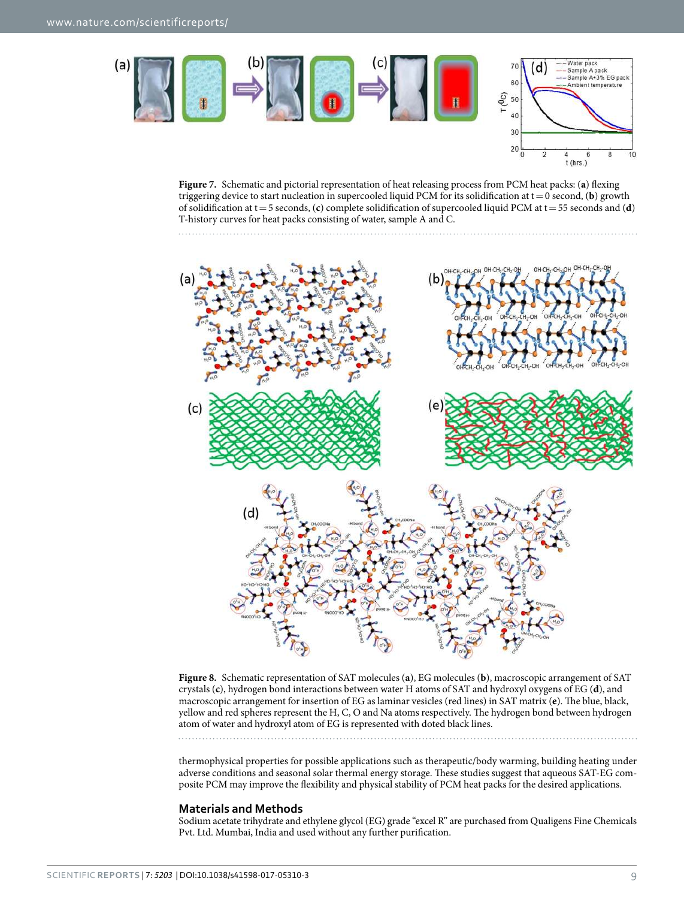**Figure 7.** Schematic and pictorial representation of heat releasing process from PCM heat packs: (**a**) flexing triggering device to start nucleation in supercooled liquid PCM for its solidification at t = 0 second, (**b**) growth of solidification at t = 5 seconds, (**c**) complete solidification of supercooled liquid PCM at t = 55 seconds and (**d**) T-history curves for heat packs consisting of water, sample A and C.

**Figure 8.** Schematic representation of SAT molecules (**a**), EG molecules (**b**), macroscopic arrangement of SAT crystals (**c**), hydrogen bond interactions between water H atoms of SAT and hydroxyl oxygens of EG (**d**), and macroscopic arrangement for insertion of EG as laminar vesicles (red lines) in SAT matrix (**e**). The blue, black, yellow and red spheres represent the H, C, O and Na atoms respectively. The hydrogen bond between hydrogen atom of water and hydroxyl atom of EG is represented with doted black lines.

thermophysical properties for possible applications such as therapeutic/body warming, building heating under adverse conditions and seasonal solar thermal energy storage. These studies suggest that aqueous SAT-EG composite PCM may improve the flexibility and physical stability of PCM heat packs for the desired applications.

## Materials and Methods

Sodium acetate trihydrate and ethylene glycol (EG) grade "excel R" are purchased from Qualigens Fine Chemicals Pvt. Ltd. Mumbai, India and used without any further purification.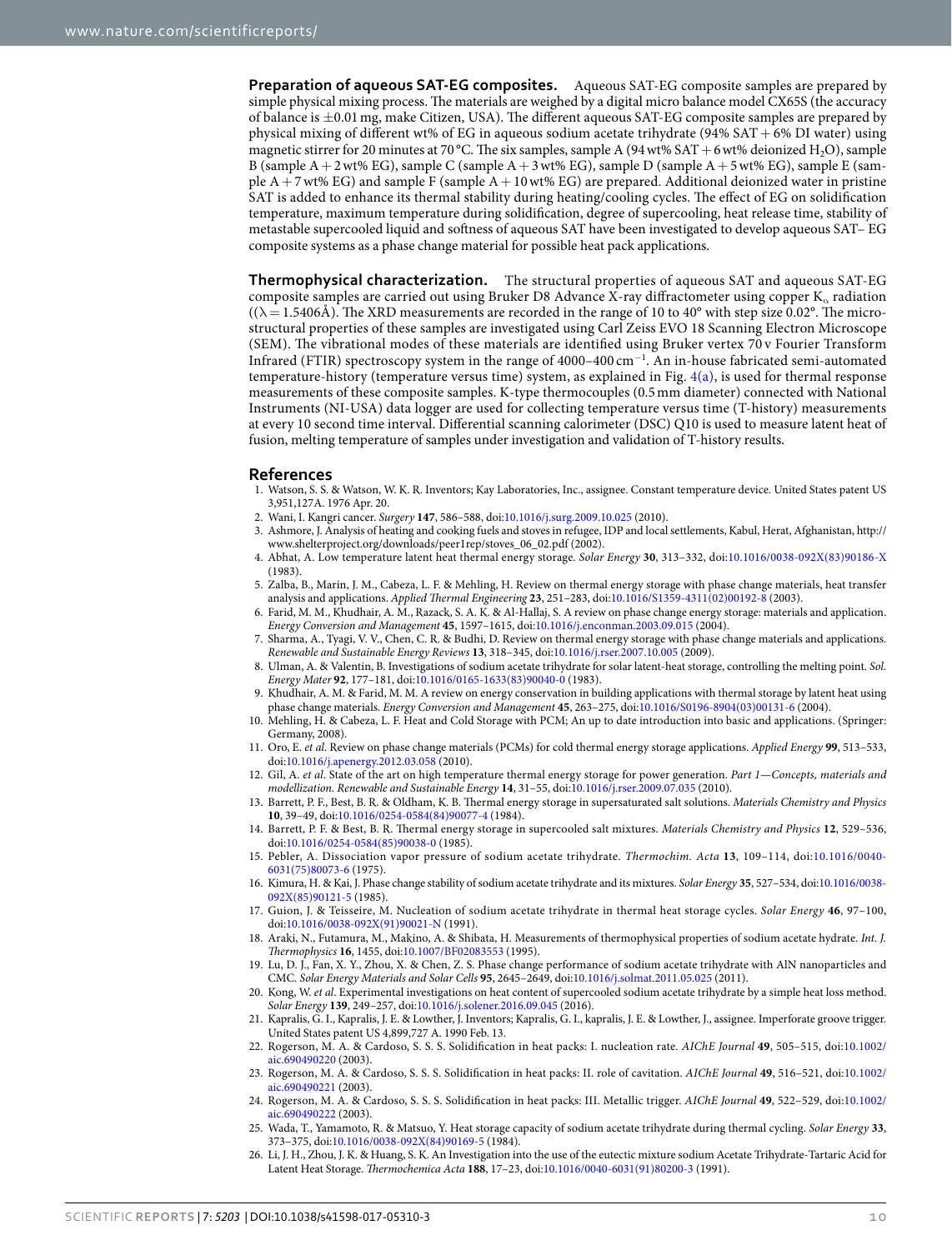**Preparation of aqueous SAT-EG composites.** Aqueous SAT-EG composite samples are prepared by simple physical mixing process. The materials are weighed by a digital micro balance model CX65S (the accuracy of balance is ±0.01 mg, make Citizen, USA). The different aqueous SAT-EG composite samples are prepared by physical mixing of different wt% of EG in aqueous sodium acetate trihydrate (94% SAT + 6% DI water) using magnetic stirrer for 20 minutes at 70 °C. The six samples, sample A (94 wt% SAT + 6 wt% deionized $H_2O$), sample B (sample A + 2 wt% EG), sample C (sample A + 3 wt% EG), sample D (sample A + 5 wt% EG), sample E (sample A + 7 wt% EG) and sample F (sample A + 10 wt% EG) are prepared. Additional deionized water in pristine SAT is added to enhance its thermal stability during heating/cooling cycles. The effect of EG on solidification temperature, maximum temperature during solidification, degree of supercooling, heat release time, stability of metastable supercooled liquid and softness of aqueous SAT have been investigated to develop aqueous SAT– EG composite systems as a phase change material for possible heat pack applications.

**Thermophysical characterization.** The structural properties of aqueous SAT and aqueous SAT-EG composite samples are carried out using Bruker D8 Advance X-ray diffractometer using copper $K_\alpha$ radiation (($\lambda$ = 1.5406Å). The XRD measurements are recorded in the range of 10 to 40° with step size 0.02°. The microstructural properties of these samples are investigated using Carl Zeiss EVO 18 Scanning Electron Microscope (SEM). The vibrational modes of these materials are identified using Bruker vertex 70 v Fourier Transform Infrared (FTIR) spectroscopy system in the range of 4000–400 $cm^{-1}$. An in-house fabricated semi-automated temperature-history (temperature versus time) system, as explained in Fig. 4(a), is used for thermal response measurements of these composite samples. K-type thermocouples (0.5 mm diameter) connected with National Instruments (NI-USA) data logger are used for collecting temperature versus time (T-history) measurements at every 10 second time interval. Differential scanning calorimeter (DSC) Q10 is used to measure latent heat of fusion, melting temperature of samples under investigation and validation of T-history results.

## References

1. Watson, S. S. & Watson, W. K. R. Inventors; Kay Laboratories, Inc., assignee. Constant temperature device. United States patent US 3,951,127A. 1976 Apr. 20.
2. Wani, I. Kangri cancer. *Surgery* **147**, 586–588, doi:10.1016/j.surg.2009.10.025 (2010).
3. Ashmore, J. Analysis of heating and cooking fuels and stoves in refugee, IDP and local settlements, Kabul, Herat, Afghanistan, http://www.shelterproject.org/downloads/peer1rep/stoves_06_02.pdf (2002).
4. Abhat, A. Low temperature latent heat thermal energy storage. *Solar Energy* **30**, 313–332, doi:10.1016/0038-092X(83)90186-X (1983).
5. Zalba, B., Marin, J. M., Cabeza, L. F. & Mehling, H. Review on thermal energy storage with phase change materials, heat transfer analysis and applications. *Applied Thermal Engineering* **23**, 251–283, doi:10.1016/S1359-4311(02)00192-8 (2003).
6. Farid, M. M., Khudhair, A. M., Razack, S. A. K. & Al-Hallaj, S. A review on phase change energy storage: materials and application. *Energy Conversion and Management* **45**, 1597–1615, doi:10.1016/j.enconman.2003.09.015 (2004).
7. Sharma, A., Tyagi, V. V., Chen, C. R. & Budhi, D. Review on thermal energy storage with phase change materials and applications. *Renewable and Sustainable Energy Reviews* **13**, 318–345, doi:10.1016/j.rser.2007.10.005 (2009).
8. Ulman, A. & Valentin, B. Investigations of sodium acetate trihydrate for solar latent-heat storage, controlling the melting point. *Sol. Energy Mater* **92**, 177–181, doi:10.1016/0165-1633(83)90040-0 (1983).
9. Khudhair, A. M. & Farid, M. M. A review on energy conservation in building applications with thermal storage by latent heat using phase change materials. *Energy Conversion and Management* **45**, 263–275, doi:10.1016/S0196-8904(03)00131-6 (2004).
10. Mehling, H. & Cabeza, L. F. Heat and Cold Storage with PCM; An up to date introduction into basic and applications. (Springer: Germany, 2008).
11. Oro, E. *et al*. Review on phase change materials (PCMs) for cold thermal energy storage applications. *Applied Energy* **99**, 513–533, doi:10.1016/j.apenergy.2012.03.058 (2010).
12. Gil, A. *et al*. State of the art on high temperature thermal energy storage for power generation. *Part 1—Concepts, materials and modellization. Renewable and Sustainable Energy* **14**, 31–55, doi:10.1016/j.rser.2009.07.035 (2010).
13. Barrett, P. F., Best, B. R. & Oldham, K. B. Thermal energy storage in supersaturated salt solutions. *Materials Chemistry and Physics* **10**, 39–49, doi:10.1016/0254-0584(84)90077-4 (1984).
14. Barrett, P. F. & Best, B. R. Thermal energy storage in supercooled salt mixtures. *Materials Chemistry and Physics* **12**, 529–536, doi:10.1016/0254-0584(85)90038-0 (1985).
15. Pebler, A. Dissociation vapor pressure of sodium acetate trihydrate. *Thermochim. Acta* **13**, 109–114, doi:10.1016/0040-6031(75)80073-6 (1975).
16. Kimura, H. & Kai, J. Phase change stability of sodium acetate trihydrate and its mixtures. *Solar Energy* **35**, 527–534, doi:10.1016/0038-092X(85)90121-5 (1985).
17. Guion, J. & Teisseire, M. Nucleation of sodium acetate trihydrate in thermal heat storage cycles. *Solar Energy* **46**, 97–100, doi:10.1016/0038-092X(91)90021-N (1991).
18. Araki, N., Futamura, M., Makino, A. & Shibata, H. Measurements of thermophysical properties of sodium acetate hydrate. *Int. J. Thermophysics* **16**, 1455, doi:10.1007/BF02083553 (1995).
19. Lu, D. J., Fan, X. Y., Zhou, X. & Chen, Z. S. Phase change performance of sodium acetate trihydrate with AlN nanoparticles and CMC. *Solar Energy Materials and Solar Cells* **95**, 2645–2649, doi:10.1016/j.solmat.2011.05.025 (2011).
20. Kong, W. *et al*. Experimental investigations on heat content of supercooled sodium acetate trihydrate by a simple heat loss method. *Solar Energy* **139**, 249–257, doi:10.1016/j.solener.2016.09.045 (2016).
21. Kapralis, G. I., Kapralis, J. E. & Lowther, J. Inventors; Kapralis, G. I., kapralis, J. E. & Lowther, J., assignee. Imperforate groove trigger. United States patent US 4,899,727 A. 1990 Feb. 13.
22. Rogerson, M. A. & Cardoso, S. S. S. Solidification in heat packs: I. nucleation rate. *AIChE Journal* **49**, 505–515, doi:10.1002/aic.690490220 (2003).
23. Rogerson, M. A. & Cardoso, S. S. S. Solidification in heat packs: II. role of cavitation. *AIChE Journal* **49**, 516–521, doi:10.1002/aic.690490221 (2003).
24. Rogerson, M. A. & Cardoso, S. S. S. Solidification in heat packs: III. Metallic trigger. *AIChE Journal* **49**, 522–529, doi:10.1002/aic.690490222 (2003).
25. Wada, T., Yamamoto, R. & Matsuo, Y. Heat storage capacity of sodium acetate trihydrate during thermal cycling. *Solar Energy* **33**, 373–375, doi:10.1016/0038-092X(84)90169-5 (1984).
26. Li, J. H., Zhou, J. K. & Huang, S. K. An Investigation into the use of the eutectic mixture sodium Acetate Trihydrate-Tartaric Acid for Latent Heat Storage. *Thermochemica Acta* **188**, 17–23, doi:10.1016/0040-6031(91)80200-3 (1991).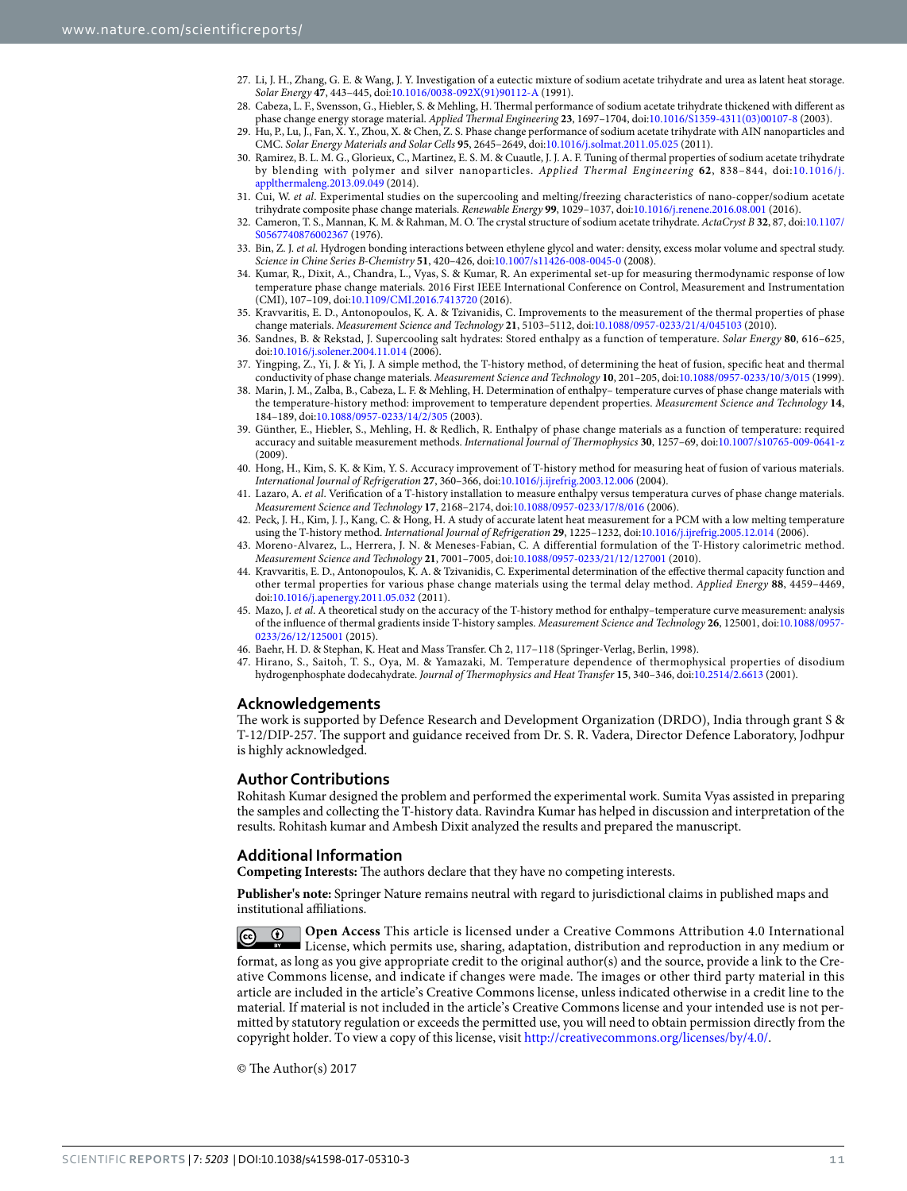27. Li, J. H., Zhang, G. E. & Wang, J. Y. Investigation of a eutectic mixture of sodium acetate trihydrate and urea as latent heat storage. *Solar Energy* **47**, 443–445, doi:10.1016/0038-092X(91)90112-A (1991).
28. Cabeza, L. F., Svensson, G., Hiebler, S. & Mehling, H. Thermal performance of sodium acetate trihydrate thickened with different as phase change energy storage material. *Applied Thermal Engineering* **23**, 1697–1704, doi:10.1016/S1359-4311(03)00107-8 (2003).
29. Hu, P., Lu, J., Fan, X. Y., Zhou, X. & Chen, Z. S. Phase change performance of sodium acetate trihydrate with AlN nanoparticles and CMC. *Solar Energy Materials and Solar Cells* **95**, 2645–2649, doi:10.1016/j.solmat.2011.05.025 (2011).
30. Ramirez, B. L. M. G., Glorieux, C., Martinez, E. S. M. & Cuautle, J. J. A. F. Tuning of thermal properties of sodium acetate trihydrate by blending with polymer and silver nanoparticles. *Applied Thermal Engineering* **62**, 838–844, doi:10.1016/j.applthermaleng.2013.09.049 (2014).
31. Cui, W. *et al*. Experimental studies on the supercooling and melting/freezing characteristics of nano-copper/sodium acetate trihydrate composite phase change materials. *Renewable Energy* **99**, 1029–1037, doi:10.1016/j.renene.2016.08.001 (2016).
32. Cameron, T. S., Mannan, K. M. & Rahman, M. O. The crystal structure of sodium acetate trihydrate. *ActaCryst B* **32**, 87, doi:10.1107/S0567740876002367 (1976).
33. Bin, Z. J. *et al*. Hydrogen bonding interactions between ethylene glycol and water: density, excess molar volume and spectral study. *Science in Chine Series B-Chemistry* **51**, 420–426, doi:10.1007/s11426-008-0045-0 (2008).
34. Kumar, R., Dixit, A., Chandra, L., Vyas, S. & Kumar, R. An experimental set-up for measuring thermodynamic response of low temperature phase change materials. 2016 First IEEE International Conference on Control, Measurement and Instrumentation (CMI), 107–109, doi:10.1109/CMI.2016.7413720 (2016).
35. Kravvaritis, E. D., Antonopoulos, K. A. & Tzivanidis, C. Improvements to the measurement of the thermal properties of phase change materials. *Measurement Science and Technology* **21**, 5103–5112, doi:10.1088/0957-0233/21/4/045103 (2010).
36. Sandnes, B. & Rekstad, J. Supercooling salt hydrates: Stored enthalpy as a function of temperature. *Solar Energy* **80**, 616–625, doi:10.1016/j.solener.2004.11.014 (2006).
37. Yingping, Z., Yi, J. & Yi, J. A simple method, the T-history method, of determining the heat of fusion, specific heat and thermal conductivity of phase change materials. *Measurement Science and Technology* **10**, 201–205, doi:10.1088/0957-0233/10/3/015 (1999).
38. Marin, J. M., Zalba, B., Cabeza, L. F. & Mehling, H. Determination of enthalpy– temperature curves of phase change materials with the temperature-history method: improvement to temperature dependent properties. *Measurement Science and Technology* **14**, 184–189, doi:10.1088/0957-0233/14/2/305 (2003).
39. Günther, E., Hiebler, S., Mehling, H. & Redlich, R. Enthalpy of phase change materials as a function of temperature: required accuracy and suitable measurement methods. *International Journal of Thermophysics* **30**, 1257–69, doi:10.1007/s10765-009-0641-z (2009).
40. Hong, H., Kim, S. K. & Kim, Y. S. Accuracy improvement of T-history method for measuring heat of fusion of various materials. *International Journal of Refrigeration* **27**, 360–366, doi:10.1016/j.ijrefrig.2003.12.006 (2004).
41. Lazaro, A. *et al*. Verification of a T-history installation to measure enthalpy versus temperature curves of phase change materials. *Measurement Science and Technology* **17**, 2168–2174, doi:10.1088/0957-0233/17/8/016 (2006).
42. Peck, J. H., Kim, J. J., Kang, C. & Hong, H. A study of accurate latent heat measurement for a PCM with a low melting temperature using the T-history method. *International Journal of Refrigeration* **29**, 1225–1232, doi:10.1016/j.ijrefrig.2005.12.014 (2006).
43. Moreno-Alvarez, L., Herrera, J. N. & Meneses-Fabian, C. A differential formulation of the T-History calorimetric method. *Measurement Science and Technology* **21**, 7001–7005, doi:10.1088/0957-0233/21/12/127001 (2010).
44. Kravvaritis, E. D., Antonopoulos, K. A. & Tzivanidis, C. Experimental determination of the effective thermal capacity function and other termal properties for various phase change materials using the termal delay method. *Applied Energy* **88**, 4459–4469, doi:10.1016/j.apenergy.2011.05.032 (2011).
45. Mazo, J. *et al*. A theoretical study on the accuracy of the T-history method for enthalpy–temperature curve measurement: analysis of the influence of thermal gradients inside T-history samples. *Measurement Science and Technology* **26**, 125001, doi:10.1088/0957-0233/26/12/125001 (2015).
46. Baehr, H. D. & Stephan, K. Heat and Mass Transfer. Ch 2, 117–118 (Springer-Verlag, Berlin, 1998).
47. Hirano, S., Saitoh, T. S., Oya, M. & Yamazaki, M. Temperature dependence of thermophysical properties of disodium hydrogenphosphate dodecahydrate. *Journal of Thermophysics and Heat Transfer* **15**, 340–346, doi:10.2514/2.6613 (2001).

## Acknowledgements

The work is supported by Defence Research and Development Organization (DRDO), India through grant S & T-12/DIP-257. The support and guidance received from Dr. S. R. Vadera, Director Defence Laboratory, Jodhpur is highly acknowledged.

## Author Contributions

Rohitash Kumar designed the problem and performed the experimental work. Sumita Vyas assisted in preparing the samples and collecting the T-history data. Ravindra Kumar has helped in discussion and interpretation of the results. Rohitash kumar and Ambesh Dixit analyzed the results and prepared the manuscript.

## Additional Information

**Competing Interests:** The authors declare that they have no competing interests.

**Publisher's note:** Springer Nature remains neutral with regard to jurisdictional claims in published maps and institutional affiliations.

**Open Access** This article is licensed under a Creative Commons Attribution 4.0 International License, which permits use, sharing, adaptation, distribution and reproduction in any medium or format, as long as you give appropriate credit to the original author(s) and the source, provide a link to the Creative Commons license, and indicate if changes were made. The images or other third party material in this article are included in the article's Creative Commons license, unless indicated otherwise in a credit line to the material. If material is not included in the article's Creative Commons license and your intended use is not permitted by statutory regulation or exceeds the permitted use, you will need to obtain permission directly from the copyright holder. To view a copy of this license, visit http://creativecommons.org/licenses/by/4.0/.

© The Author(s) 2017